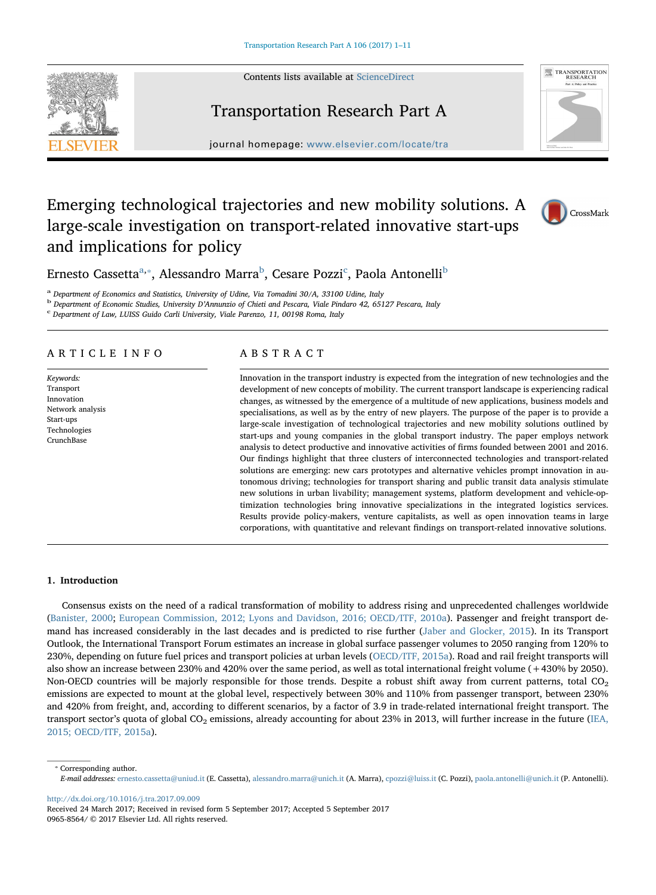# Emerging technological trajectories and new mobility solutions. A large-scale investigation on transport-related innovative start-ups and implications for policy

Ernesto Cassetta[a,*], Alessandro Marra[b], Cesare Pozzi[c], Paola Antonelli[b]

[a] Department of Economics and Statistics, University of Udine, Via Tomadini 30/A, 33100 Udine, Italy
[b] Department of Economic Studies, University D'Annunzio of Chieti and Pescara, Viale Pindaro 42, 65127 Pescara, Italy
[c] Department of Law, LUISS Guido Carli University, Viale Parenzo, 11, 00198 Roma, Italy

## ARTICLE INFO

*Keywords:*
Transport
Innovation
Network analysis
Start-ups
Technologies
CrunchBase

## ABSTRACT

Innovation in the transport industry is expected from the integration of new technologies and the development of new concepts of mobility. The current transport landscape is experiencing radical changes, as witnessed by the emergence of a multitude of new applications, business models and specialisations, as well as by the entry of new players. The purpose of the paper is to provide a large-scale investigation of technological trajectories and new mobility solutions outlined by start-ups and young companies in the global transport industry. The paper employs network analysis to detect productive and innovative activities of firms founded between 2001 and 2016. Our findings highlight that three clusters of interconnected technologies and transport-related solutions are emerging: new cars prototypes and alternative vehicles prompt innovation in autonomous driving; technologies for transport sharing and public transit data analysis stimulate new solutions in urban livability; management systems, platform development and vehicle-optimization technologies bring innovative specializations in the integrated logistics services. Results provide policy-makers, venture capitalists, as well as open innovation teams in large corporations, with quantitative and relevant findings on transport-related innovative solutions.

## 1. Introduction

Consensus exists on the need of a radical transformation of mobility to address rising and unprecedented challenges worldwide (Banister, 2000; European Commission, 2012; Lyons and Davidson, 2016; OECD/ITF, 2010a). Passenger and freight transport demand has increased considerably in the last decades and is predicted to rise further (Jaber and Glocker, 2015). In its Transport Outlook, the International Transport Forum estimates an increase in global surface passenger volumes to 2050 ranging from 120% to 230%, depending on future fuel prices and transport policies at urban levels (OECD/ITF, 2015a). Road and rail freight transports will also show an increase between 230% and 420% over the same period, as well as total international freight volume (+430% by 2050). Non-OECD countries will be majorly responsible for those trends. Despite a robust shift away from current patterns, total $CO_2$ emissions are expected to mount at the global level, respectively between 30% and 110% from passenger transport, between 230% and 420% from freight, and, according to different scenarios, by a factor of 3.9 in trade-related international freight transport. The transport sector's quota of global $CO_2$ emissions, already accounting for about 23% in 2013, will further increase in the future (IEA, 2015; OECD/ITF, 2015a).

* Corresponding author.
*E-mail addresses:* ernesto.cassetta@uniud.it (E. Cassetta), alessandro.marra@unich.it (A. Marra), cpozzi@luiss.it (C. Pozzi), paola.antonelli@unich.it (P. Antonelli).

http://dx.doi.org/10.1016/j.tra.2017.09.009
Received 24 March 2017; Received in revised form 5 September 2017; Accepted 5 September 2017
0965-8564/ © 2017 Elsevier Ltd. All rights reserved.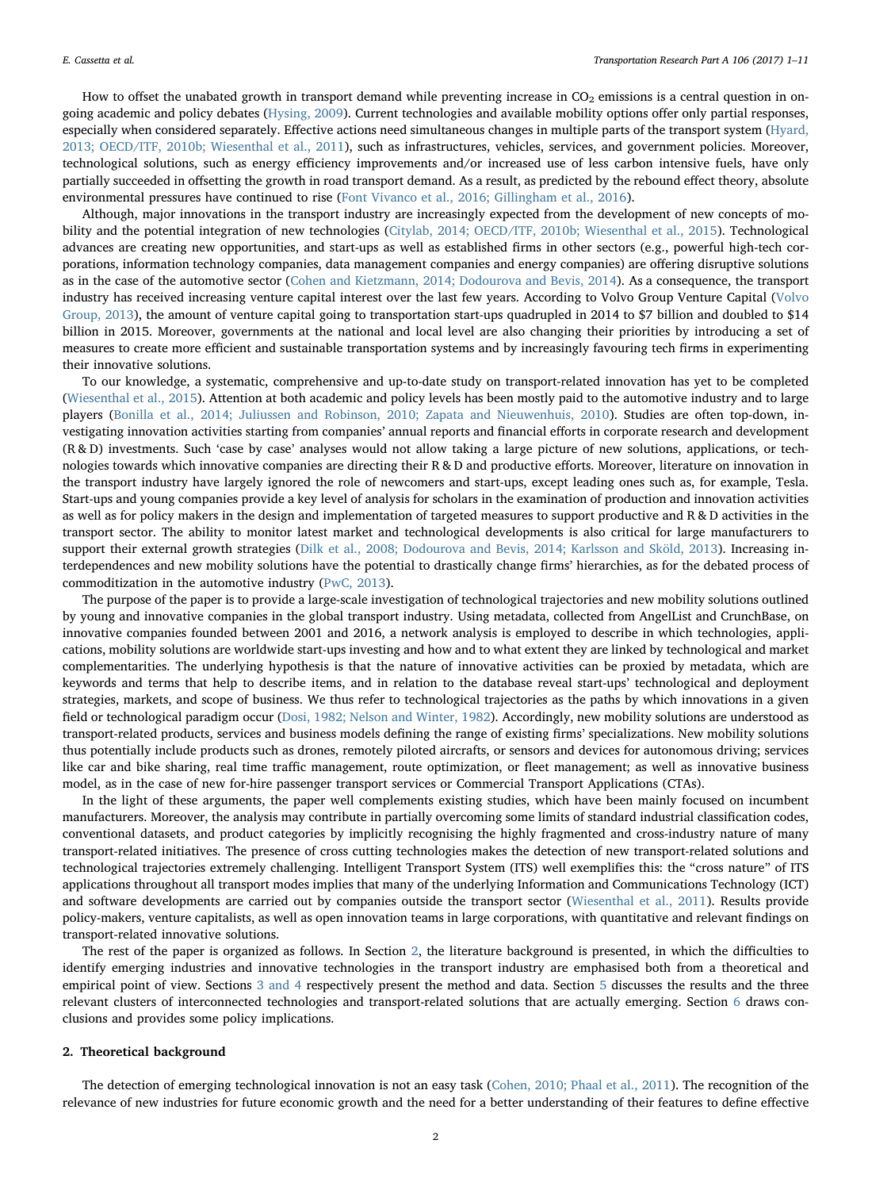How to offset the unabated growth in transport demand while preventing increase in $CO_2$ emissions is a central question in ongoing academic and policy debates (Hysing, 2009). Current technologies and available mobility options offer only partial responses, especially when considered separately. Effective actions need simultaneous changes in multiple parts of the transport system (Hyard, 2013; OECD/ITF, 2010b; Wiesenthal et al., 2011), such as infrastructures, vehicles, services, and government policies. Moreover, technological solutions, such as energy efficiency improvements and/or increased use of less carbon intensive fuels, have only partially succeeded in offsetting the growth in road transport demand. As a result, as predicted by the rebound effect theory, absolute environmental pressures have continued to rise (Font Vivanco et al., 2016; Gillingham et al., 2016).

Although, major innovations in the transport industry are increasingly expected from the development of new concepts of mobility and the potential integration of new technologies (Citylab, 2014; OECD/ITF, 2010b; Wiesenthal et al., 2015). Technological advances are creating new opportunities, and start-ups as well as established firms in other sectors (e.g., powerful high-tech corporations, information technology companies, data management companies and energy companies) are offering disruptive solutions as in the case of the automotive sector (Cohen and Kietzmann, 2014; Dodourova and Bevis, 2014). As a consequence, the transport industry has received increasing venture capital interest over the last few years. According to Volvo Group Venture Capital (Volvo Group, 2013), the amount of venture capital going to transportation start-ups quadrupled in 2014 to $7 billion and doubled to $14 billion in 2015. Moreover, governments at the national and local level are also changing their priorities by introducing a set of measures to create more efficient and sustainable transportation systems and by increasingly favouring tech firms in experimenting their innovative solutions.

To our knowledge, a systematic, comprehensive and up-to-date study on transport-related innovation has yet to be completed (Wiesenthal et al., 2015). Attention at both academic and policy levels has been mostly paid to the automotive industry and to large players (Bonilla et al., 2014; Juliussen and Robinson, 2010; Zapata and Nieuwenhuis, 2010). Studies are often top-down, investigating innovation activities starting from companies' annual reports and financial efforts in corporate research and development (R & D) investments. Such 'case by case' analyses would not allow taking a large picture of new solutions, applications, or technologies towards which innovative companies are directing their R & D and productive efforts. Moreover, literature on innovation in the transport industry have largely ignored the role of newcomers and start-ups, except leading ones such as, for example, Tesla. Start-ups and young companies provide a key level of analysis for scholars in the examination of production and innovation activities as well as for policy makers in the design and implementation of targeted measures to support productive and R & D activities in the transport sector. The ability to monitor latest market and technological developments is also critical for large manufacturers to support their external growth strategies (Dilk et al., 2008; Dodourova and Bevis, 2014; Karlsson and Sköld, 2013). Increasing interdependences and new mobility solutions have the potential to drastically change firms' hierarchies, as for the debated process of commoditization in the automotive industry (PwC, 2013).

The purpose of the paper is to provide a large-scale investigation of technological trajectories and new mobility solutions outlined by young and innovative companies in the global transport industry. Using metadata, collected from AngelList and CrunchBase, on innovative companies founded between 2001 and 2016, a network analysis is employed to describe in which technologies, applications, mobility solutions are worldwide start-ups investing and how and to what extent they are linked by technological and market complementarities. The underlying hypothesis is that the nature of innovative activities can be proxied by metadata, which are keywords and terms that help to describe items, and in relation to the database reveal start-ups' technological and deployment strategies, markets, and scope of business. We thus refer to technological trajectories as the paths by which innovations in a given field or technological paradigm occur (Dosi, 1982; Nelson and Winter, 1982). Accordingly, new mobility solutions are understood as transport-related products, services and business models defining the range of existing firms' specializations. New mobility solutions thus potentially include products such as drones, remotely piloted aircrafts, or sensors and devices for autonomous driving; services like car and bike sharing, real time traffic management, route optimization, or fleet management; as well as innovative business model, as in the case of new for-hire passenger transport services or Commercial Transport Applications (CTAs).

In the light of these arguments, the paper well complements existing studies, which have been mainly focused on incumbent manufacturers. Moreover, the analysis may contribute in partially overcoming some limits of standard industrial classification codes, conventional datasets, and product categories by implicitly recognising the highly fragmented and cross-industry nature of many transport-related initiatives. The presence of cross cutting technologies makes the detection of new transport-related solutions and technological trajectories extremely challenging. Intelligent Transport System (ITS) well exemplifies this: the "cross nature" of ITS applications throughout all transport modes implies that many of the underlying Information and Communications Technology (ICT) and software developments are carried out by companies outside the transport sector (Wiesenthal et al., 2011). Results provide policy-makers, venture capitalists, as well as open innovation teams in large corporations, with quantitative and relevant findings on transport-related innovative solutions.

The rest of the paper is organized as follows. In Section 2, the literature background is presented, in which the difficulties to identify emerging industries and innovative technologies in the transport industry are emphasised both from a theoretical and empirical point of view. Sections 3 and 4 respectively present the method and data. Section 5 discusses the results and the three relevant clusters of interconnected technologies and transport-related solutions that are actually emerging. Section 6 draws conclusions and provides some policy implications.

## 2. Theoretical background

The detection of emerging technological innovation is not an easy task (Cohen, 2010; Phaal et al., 2011). The recognition of the relevance of new industries for future economic growth and the need for a better understanding of their features to define effective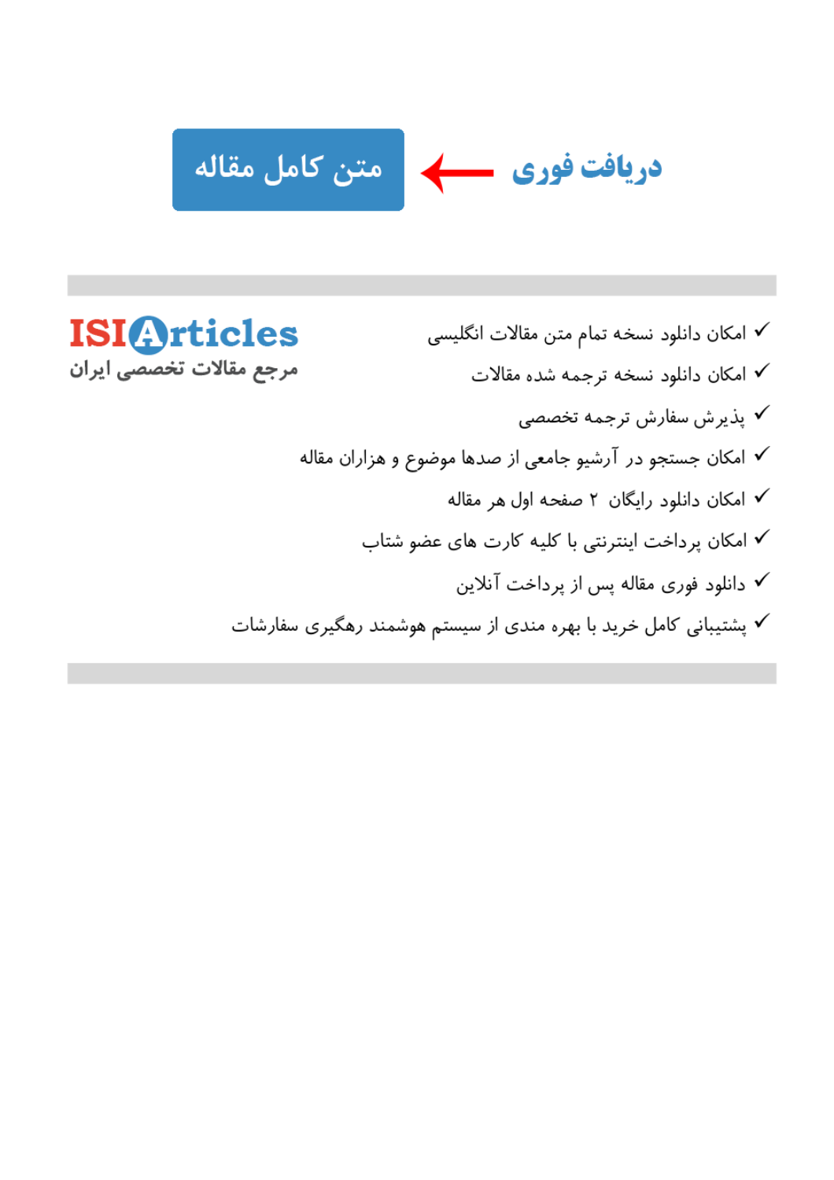دریافت فوری ← متن کامل مقاله

**ISIArticles**
مرجع مقالات تخصصی ایران

- ✓ امکان دانلود نسخه تمام متن مقالات انگلیسی
- ✓ امکان دانلود نسخه ترجمه شده مقالات
- ✓ پذیرش سفارش ترجمه تخصصی
- ✓ امکان جستجو در آرشیو جامعی از صدها موضوع و هزاران مقاله
- ✓ امکان دانلود رایگان ۲ صفحه اول هر مقاله
- ✓ امکان پرداخت اینترنتی با کلیه کارت های عضو شتاب
- ✓ دانلود فوری مقاله پس از پرداخت آنلاین
- ✓ پشتیبانی کامل خرید با بهره مندی از سیستم هوشمند رهگیری سفارشات